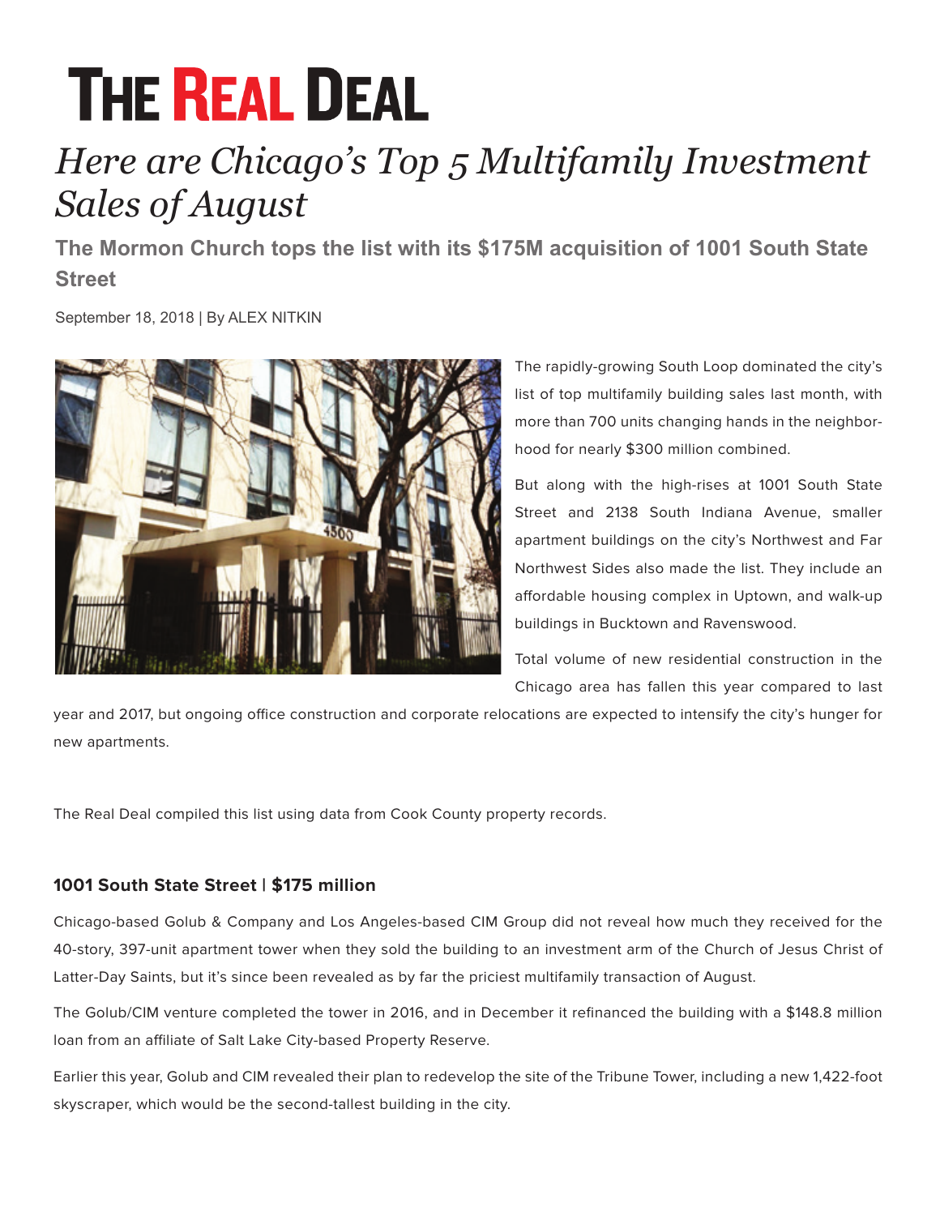# THE REAL DEAL

## *Here are Chicago's Top 5 Multifamily Investment Sales of August*

### The Mormon Church tops the list with its $175M acquisition of 1001 South State Street

September 18, 2018 | By ALEX NITKIN

The rapidly-growing South Loop dominated the city's list of top multifamily building sales last month, with more than 700 units changing hands in the neighborhood for nearly $300 million combined.

But along with the high-rises at 1001 South State Street and 2138 South Indiana Avenue, smaller apartment buildings on the city's Northwest and Far Northwest Sides also made the list. They include an affordable housing complex in Uptown, and walk-up buildings in Bucktown and Ravenswood.

Total volume of new residential construction in the Chicago area has fallen this year compared to last year and 2017, but ongoing office construction and corporate relocations are expected to intensify the city's hunger for new apartments.

The Real Deal compiled this list using data from Cook County property records.

#### 1001 South State Street | $175 million

Chicago-based Golub & Company and Los Angeles-based CIM Group did not reveal how much they received for the 40-story, 397-unit apartment tower when they sold the building to an investment arm of the Church of Jesus Christ of Latter-Day Saints, but it's since been revealed as by far the priciest multifamily transaction of August.

The Golub/CIM venture completed the tower in 2016, and in December it refinanced the building with a $148.8 million loan from an affiliate of Salt Lake City-based Property Reserve.

Earlier this year, Golub and CIM revealed their plan to redevelop the site of the Tribune Tower, including a new 1,422-foot skyscraper, which would be the second-tallest building in the city.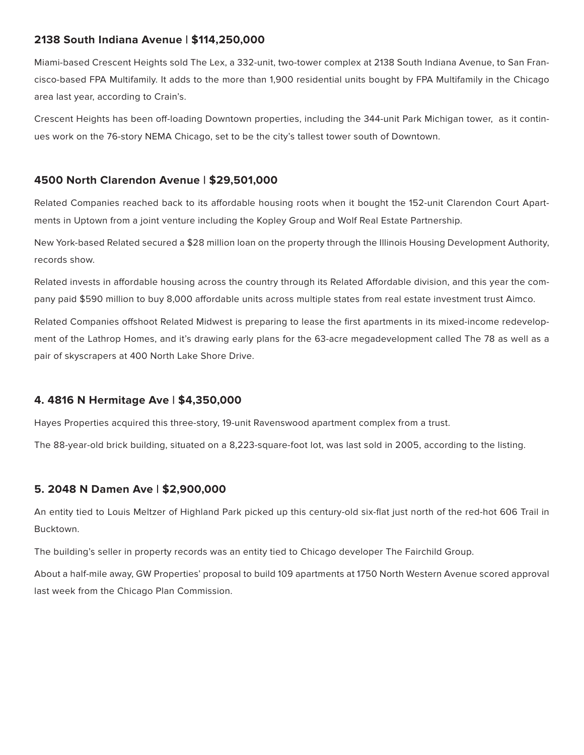### 2138 South Indiana Avenue | $114,250,000

Miami-based Crescent Heights sold The Lex, a 332-unit, two-tower complex at 2138 South Indiana Avenue, to San Francisco-based FPA Multifamily. It adds to the more than 1,900 residential units bought by FPA Multifamily in the Chicago area last year, according to Crain's.

Crescent Heights has been off-loading Downtown properties, including the 344-unit Park Michigan tower, as it continues work on the 76-story NEMA Chicago, set to be the city's tallest tower south of Downtown.

### 4500 North Clarendon Avenue | $29,501,000

Related Companies reached back to its affordable housing roots when it bought the 152-unit Clarendon Court Apartments in Uptown from a joint venture including the Kopley Group and Wolf Real Estate Partnership.

New York-based Related secured a $28 million loan on the property through the Illinois Housing Development Authority, records show.

Related invests in affordable housing across the country through its Related Affordable division, and this year the company paid $590 million to buy 8,000 affordable units across multiple states from real estate investment trust Aimco.

Related Companies offshoot Related Midwest is preparing to lease the first apartments in its mixed-income redevelopment of the Lathrop Homes, and it's drawing early plans for the 63-acre megadevelopment called The 78 as well as a pair of skyscrapers at 400 North Lake Shore Drive.

### 4. 4816 N Hermitage Ave | $4,350,000

Hayes Properties acquired this three-story, 19-unit Ravenswood apartment complex from a trust.

The 88-year-old brick building, situated on a 8,223-square-foot lot, was last sold in 2005, according to the listing.

### 5. 2048 N Damen Ave | $2,900,000

An entity tied to Louis Meltzer of Highland Park picked up this century-old six-flat just north of the red-hot 606 Trail in Bucktown.

The building's seller in property records was an entity tied to Chicago developer The Fairchild Group.

About a half-mile away, GW Properties' proposal to build 109 apartments at 1750 North Western Avenue scored approval last week from the Chicago Plan Commission.